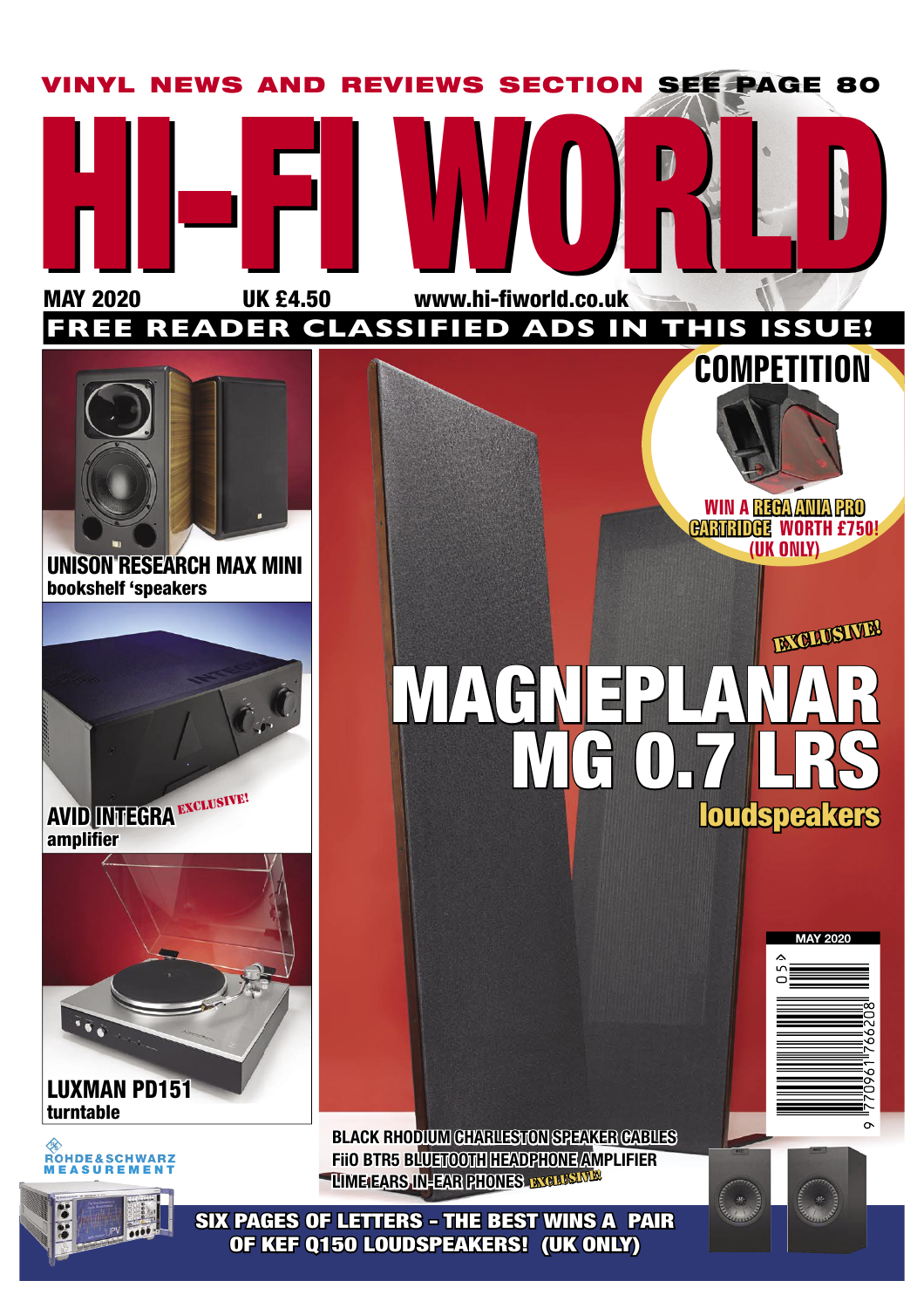VINYL NEWS AND REVIEWS SECTION SEE PAGE 80

# HI-FI WORLD

MAY 2020 UK £4.50 www.hi-fiworld.co.uk

**FREE READER CLASSIFIED ADS IN THIS ISSUE!**

## COMPETITION

WIN A REGA ANIA PRO CARTRIDGE WORTH £750! (UK ONLY)

**UNISON RESEARCH MAX MINI**
bookshelf 'speakers

EXCLUSIVE!

## MAGNEPLANAR MG 0.7 LRS
loudspeakers

**AVID INTEGRA** EXCLUSIVE!
amplifier

**LUXMAN PD151**
turntable

MAY 2020

BLACK RHODIUM CHARLESTON SPEAKER CABLES
FiiO BTR5 BLUETOOTH HEADPHONE AMPLIFIER
LIME EARS IN-EAR PHONES EXCLUSIVE!

ROHDE&SCHWARZ MEASUREMENT

SIX PAGES OF LETTERS - THE BEST WINS A PAIR OF KEF Q150 LOUDSPEAKERS! (UK ONLY)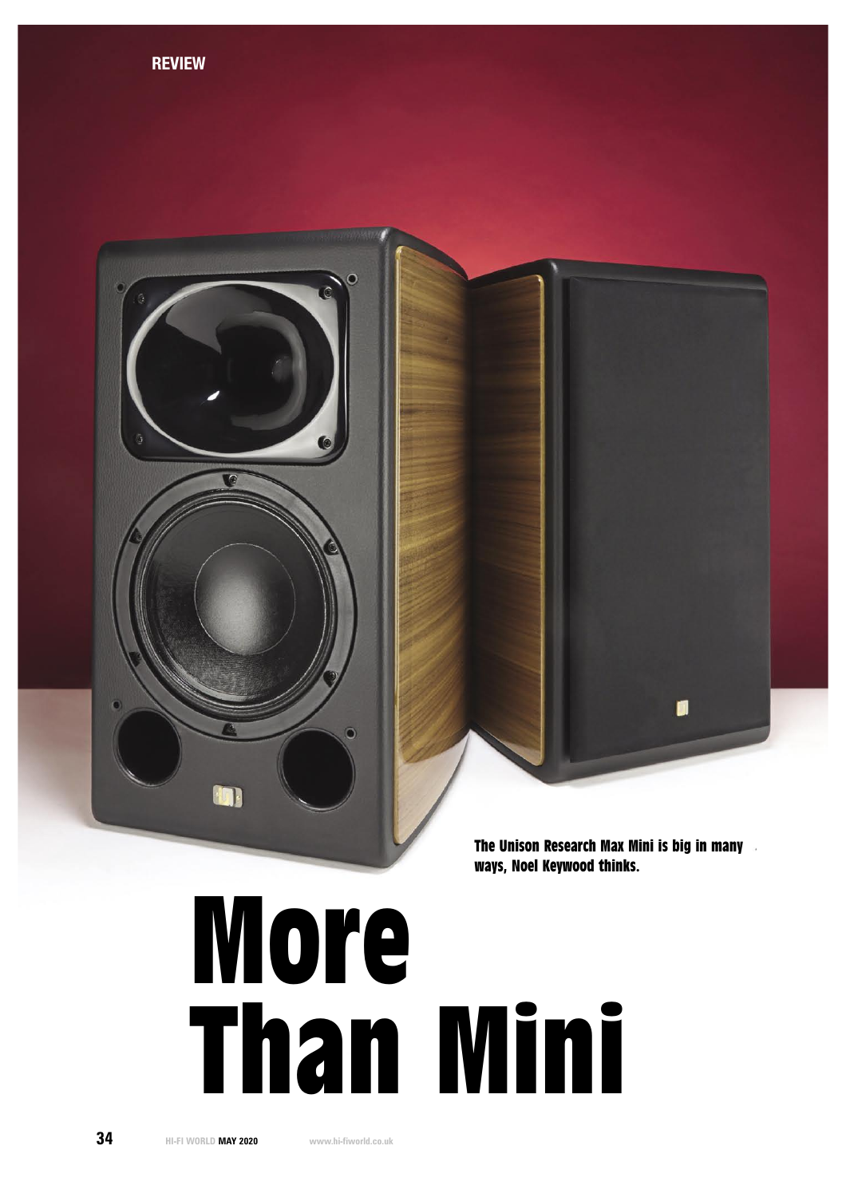REVIEW

The Unison Research Max Mini is big in many ways, Noel Keywood thinks.

# More Than Mini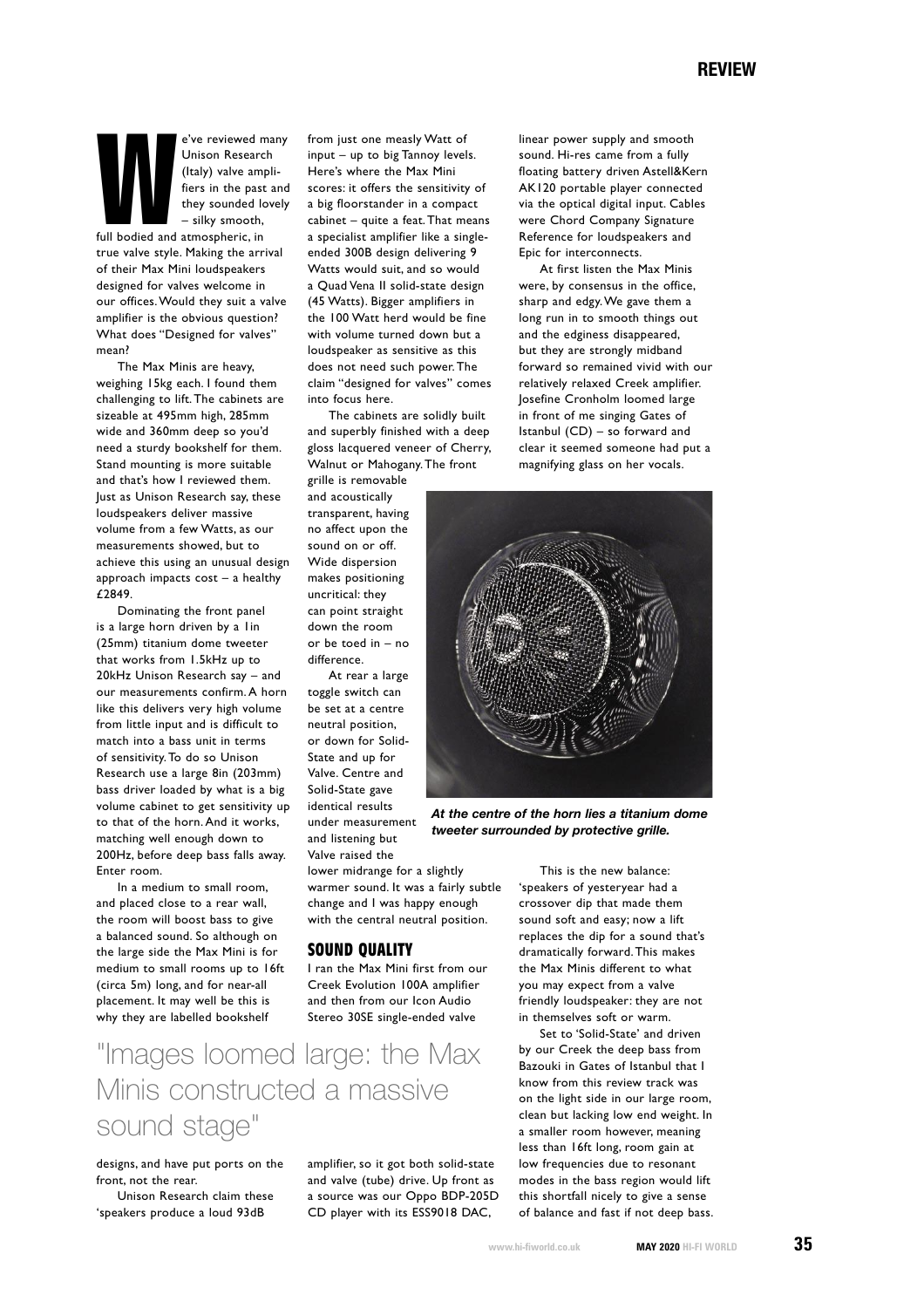We've reviewed many Unison Research (Italy) valve amplifiers in the past and they sounded lovely – silky smooth, full bodied and atmospheric, in true valve style. Making the arrival of their Max Mini loudspeakers designed for valves welcome in our offices. Would they suit a valve amplifier is the obvious question? What does "Designed for valves" mean?

The Max Minis are heavy, weighing 15kg each. I found them challenging to lift. The cabinets are sizeable at 495mm high, 285mm wide and 360mm deep so you'd need a sturdy bookshelf for them. Stand mounting is more suitable and that's how I reviewed them. Just as Unison Research say, these loudspeakers deliver massive volume from a few Watts, as our measurements showed, but to achieve this using an unusual design approach impacts cost – a healthy £2849.

Dominating the front panel is a large horn driven by a 1in (25mm) titanium dome tweeter that works from 1.5kHz up to 20kHz Unison Research say – and our measurements confirm. A horn like this delivers very high volume from little input and is difficult to match into a bass unit in terms of sensitivity. To do so Unison Research use a large 8in (203mm) bass driver loaded by what is a big volume cabinet to get sensitivity up to that of the horn. And it works, matching well enough down to 200Hz, before deep bass falls away. Enter room.

In a medium to small room, and placed close to a rear wall, the room will boost bass to give a balanced sound. So although on the large side the Max Mini is for medium to small rooms up to 16ft (circa 5m) long, and for near-all placement. It may well be this is why they are labelled bookshelf designs, and have put ports on the front, not the rear.

Unison Research claim these 'speakers produce a loud 93dB from just one measly Watt of input – up to big Tannoy levels. Here's where the Max Mini scores: it offers the sensitivity of a big floorstander in a compact cabinet – quite a feat. That means a specialist amplifier like a single-ended 300B design delivering 9 Watts would suit, and so would a Quad Vena II solid-state design (45 Watts). Bigger amplifiers in the 100 Watt herd would be fine with volume turned down but a loudspeaker as sensitive as this does not need such power. The claim "designed for valves" comes into focus here.

The cabinets are solidly built and superbly finished with a deep gloss lacquered veneer of Cherry, Walnut or Mahogany. The front grille is removable and acoustically transparent, having no affect upon the sound on or off. Wide dispersion makes positioning uncritical: they can point straight down the room or be toed in – no difference.

At rear a large toggle switch can be set at a centre neutral position, or down for Solid-State and up for Valve. Centre and Solid-State gave identical results under measurement and listening but Valve raised the lower midrange for a slightly warmer sound. It was a fairly subtle change and I was happy enough with the central neutral position.

> "Images loomed large: the Max Minis constructed a massive sound stage"

## SOUND QUALITY

I ran the Max Mini first from our Creek Evolution 100A amplifier and then from our Icon Audio Stereo 30SE single-ended valve amplifier, so it got both solid-state and valve (tube) drive. Up front as a source was our Oppo BDP-205D CD player with its ESS9018 DAC, linear power supply and smooth sound. Hi-res came from a fully floating battery driven Astell&Kern AK120 portable player connected via the optical digital input. Cables were Chord Company Signature Reference for loudspeakers and Epic for interconnects.

At first listen the Max Minis were, by consensus in the office, sharp and edgy. We gave them a long run in to smooth things out and the edginess disappeared, but they are strongly midband forward so remained vivid with our relatively relaxed Creek amplifier. Josefine Cronholm loomed large in front of me singing Gates of Istanbul (CD) – so forward and clear it seemed someone had put a magnifying glass on her vocals.

*At the centre of the horn lies a titanium dome tweeter surrounded by protective grille.*

This is the new balance: 'speakers of yesteryear had a crossover dip that made them sound soft and easy; now a lift replaces the dip for a sound that's dramatically forward. This makes the Max Minis different to what you may expect from a valve friendly loudspeaker: they are not in themselves soft or warm.

Set to 'Solid-State' and driven by our Creek the deep bass from Bazouki in Gates of Istanbul that I know from this review track was on the light side in our large room, clean but lacking low end weight. In a smaller room however, meaning less than 16ft long, room gain at low frequencies due to resonant modes in the bass region would lift this shortfall nicely to give a sense of balance and fast if not deep bass.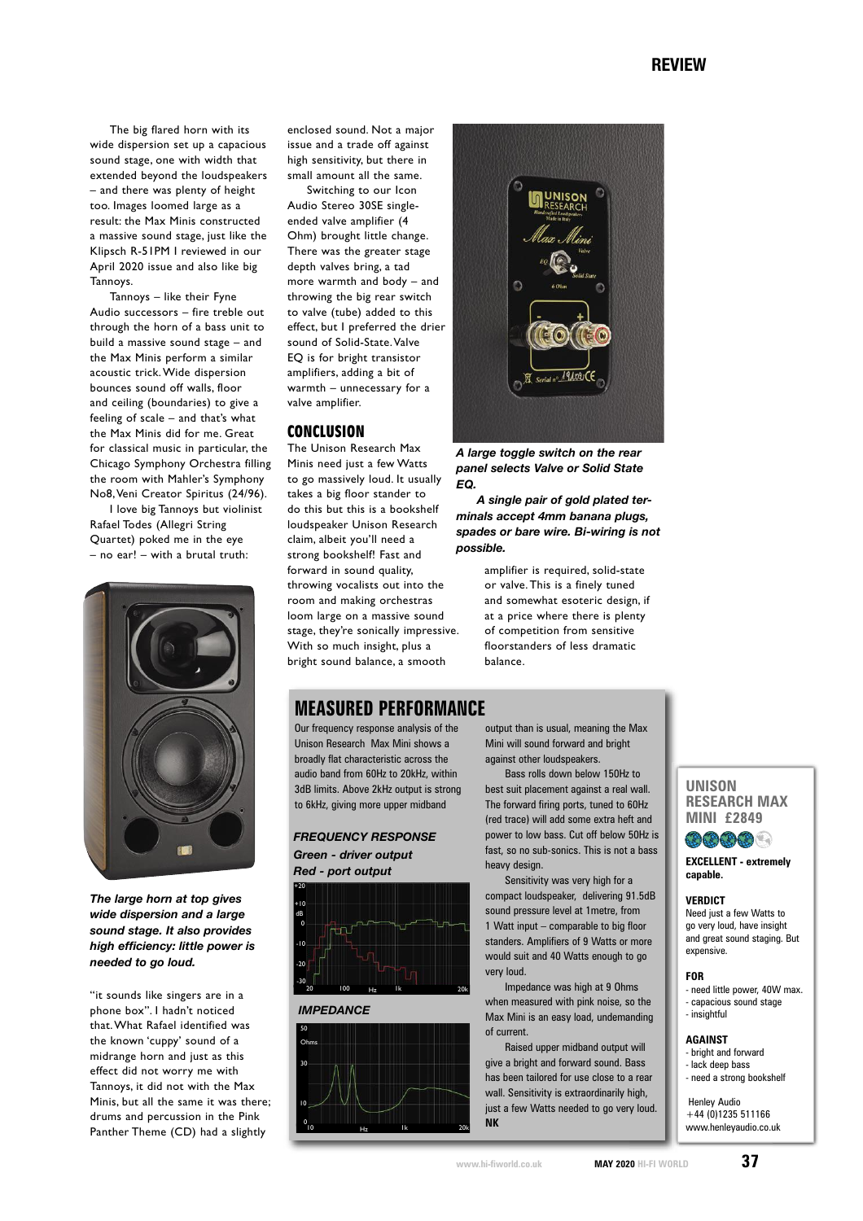The big flared horn with its wide dispersion set up a capacious sound stage, one with width that extended beyond the loudspeakers – and there was plenty of height too. Images loomed large as a result: the Max Minis constructed a massive sound stage, just like the Klipsch R-51PM I reviewed in our April 2020 issue and also like big Tannoys.

Tannoys – like their Fyne Audio successors – fire treble out through the horn of a bass unit to build a massive sound stage – and the Max Minis perform a similar acoustic trick. Wide dispersion bounces sound off walls, floor and ceiling (boundaries) to give a feeling of scale – and that's what the Max Minis did for me. Great for classical music in particular, the Chicago Symphony Orchestra filling the room with Mahler's Symphony No8, Veni Creator Spiritus (24/96).

I love big Tannoys but violinist Rafael Todes (Allegri String Quartet) poked me in the eye – no ear! – with a brutal truth:

*The large horn at top gives wide dispersion and a large sound stage. It also provides high efficiency: little power is needed to go loud.*

"it sounds like singers are in a phone box". I hadn't noticed that. What Rafael identified was the known 'cuppy' sound of a midrange horn and just as this effect did not worry me with Tannoys, it did not with the Max Minis, but all the same it was there; drums and percussion in the Pink Panther Theme (CD) had a slightly enclosed sound. Not a major issue and a trade off against high sensitivity, but there in small amount all the same.

Switching to our Icon Audio Stereo 30SE single-ended valve amplifier (4 Ohm) brought little change. There was the greater stage depth valves bring, a tad more warmth and body – and throwing the big rear switch to valve (tube) added to this effect, but I preferred the drier sound of Solid-State. Valve EQ is for bright transistor amplifiers, adding a bit of warmth – unnecessary for a valve amplifier.

## CONCLUSION

The Unison Research Max Minis need just a few Watts to go massively loud. It usually takes a big floor stander to do this but this is a bookshelf loudspeaker Unison Research claim, albeit you'll need a strong bookshelf! Fast and forward in sound quality, throwing vocalists out into the room and making orchestras loom large on a massive sound stage, they're sonically impressive. With so much insight, plus a bright sound balance, a smooth amplifier is required, solid-state or valve. This is a finely tuned and somewhat esoteric design, if at a price where there is plenty of competition from sensitive floorstanders of less dramatic balance.

***A large toggle switch on the rear panel selects Valve or Solid State EQ.***

***A single pair of gold plated terminals accept 4mm banana plugs, spades or bare wire. Bi-wiring is not possible.***

## MEASURED PERFORMANCE

Our frequency response analysis of the Unison Research Max Mini shows a broadly flat characteristic across the audio band from 60Hz to 20kHz, within 3dB limits. Above 2kHz output is strong to 6kHz, giving more upper midband output than is usual, meaning the Max Mini will sound forward and bright against other loudspeakers.

Bass rolls down below 150Hz to best suit placement against a real wall. The forward firing ports, tuned to 60Hz (red trace) will add some extra heft and power to low bass. Cut off below 50Hz is fast, so no sub-sonics. This is not a bass heavy design.

Sensitivity was very high for a compact loudspeaker, delivering 91.5dB sound pressure level at 1metre, from 1 Watt input – comparable to big floor standers. Amplifiers of 9 Watts or more would suit and 40 Watts enough to go very loud.

Impedance was high at 9 Ohms when measured with pink noise, so the Max Mini is an easy load, undemanding of current.

Raised upper midband output will give a bright and forward sound. Bass has been tailored for use close to a rear wall. Sensitivity is extraordinarily high, just a few Watts needed to go very loud. **NK**

***FREQUENCY RESPONSE***
***Green - driver output***
***Red - port output***

+20
+10
dB
0
-10
-20
-30
20
100
Hz
1k
20k

***IMPEDANCE***

50
Ohms
30
10
0
10
Hz
1k
20k

### UNISON RESEARCH MAX MINI £2849

**EXCELLENT - extremely capable.**

**VERDICT**
Need just a few Watts to go very loud, have insight and great sound staging. But expensive.

**FOR**
- need little power, 40W max.
- capacious sound stage
- insightful

**AGAINST**
- bright and forward
- lack deep bass
- need a strong bookshelf

Henley Audio
+44 (0)1235 511166
www.henleyaudio.co.uk